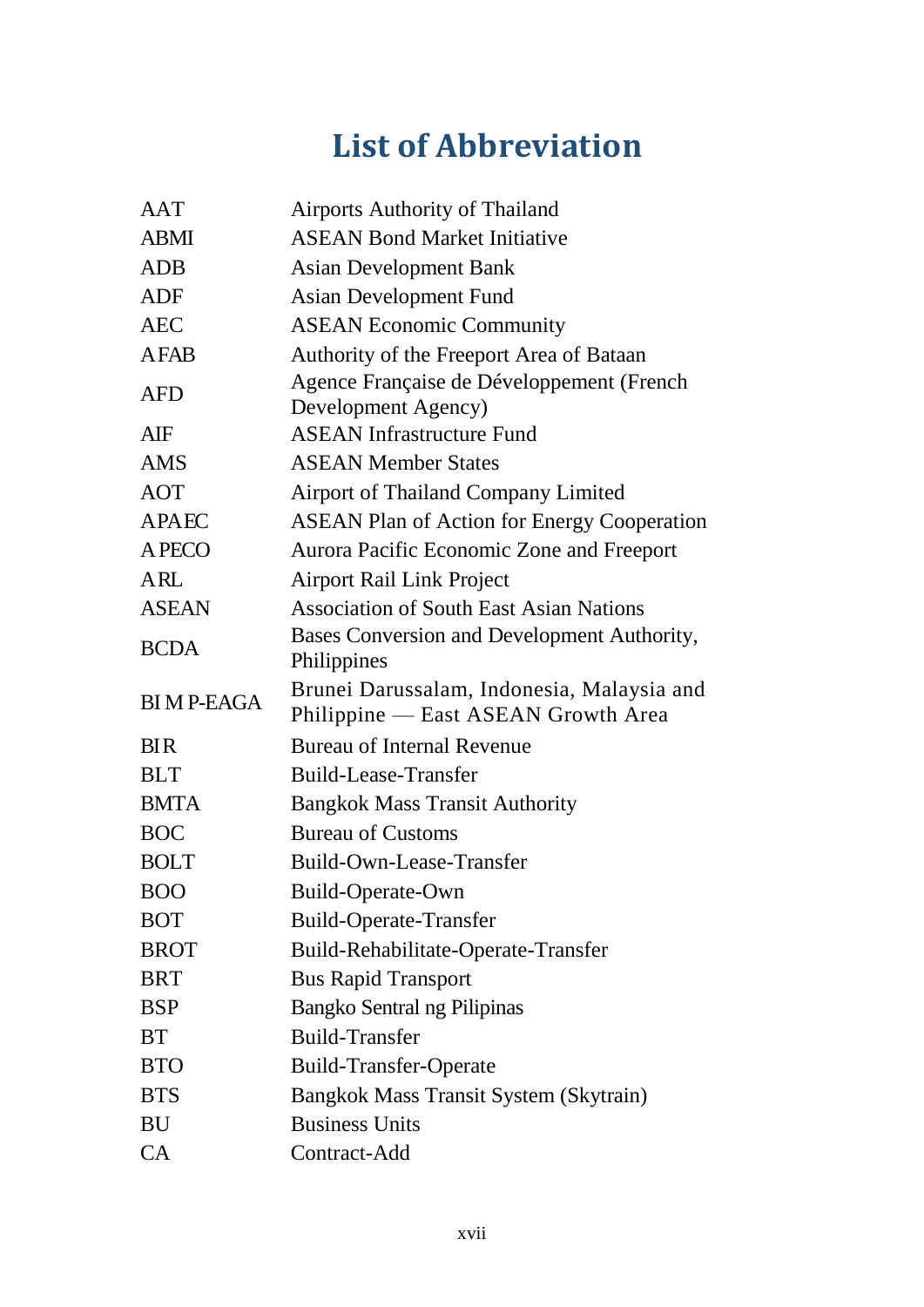# List of Abbreviation

| | |
|---|---|
| AAT | Airports Authority of Thailand |
| ABMI | ASEAN Bond Market Initiative |
| ADB | Asian Development Bank |
| ADF | Asian Development Fund |
| AEC | ASEAN Economic Community |
| AFAB | Authority of the Freeport Area of Bataan |
| AFD | Agence Française de Développement (French Development Agency) |
| AIF | ASEAN Infrastructure Fund |
| AMS | ASEAN Member States |
| AOT | Airport of Thailand Company Limited |
| APAEC | ASEAN Plan of Action for Energy Cooperation |
| APECO | Aurora Pacific Economic Zone and Freeport |
| ARL | Airport Rail Link Project |
| ASEAN | Association of South East Asian Nations |
| BCDA | Bases Conversion and Development Authority, Philippines |
| BIMP-EAGA | Brunei Darussalam, Indonesia, Malaysia and Philippine — East ASEAN Growth Area |
| BIR | Bureau of Internal Revenue |
| BLT | Build-Lease-Transfer |
| BMTA | Bangkok Mass Transit Authority |
| BOC | Bureau of Customs |
| BOLT | Build-Own-Lease-Transfer |
| BOO | Build-Operate-Own |
| BOT | Build-Operate-Transfer |
| BROT | Build-Rehabilitate-Operate-Transfer |
| BRT | Bus Rapid Transport |
| BSP | Bangko Sentral ng Pilipinas |
| BT | Build-Transfer |
| BTO | Build-Transfer-Operate |
| BTS | Bangkok Mass Transit System (Skytrain) |
| BU | Business Units |
| CA | Contract-Add |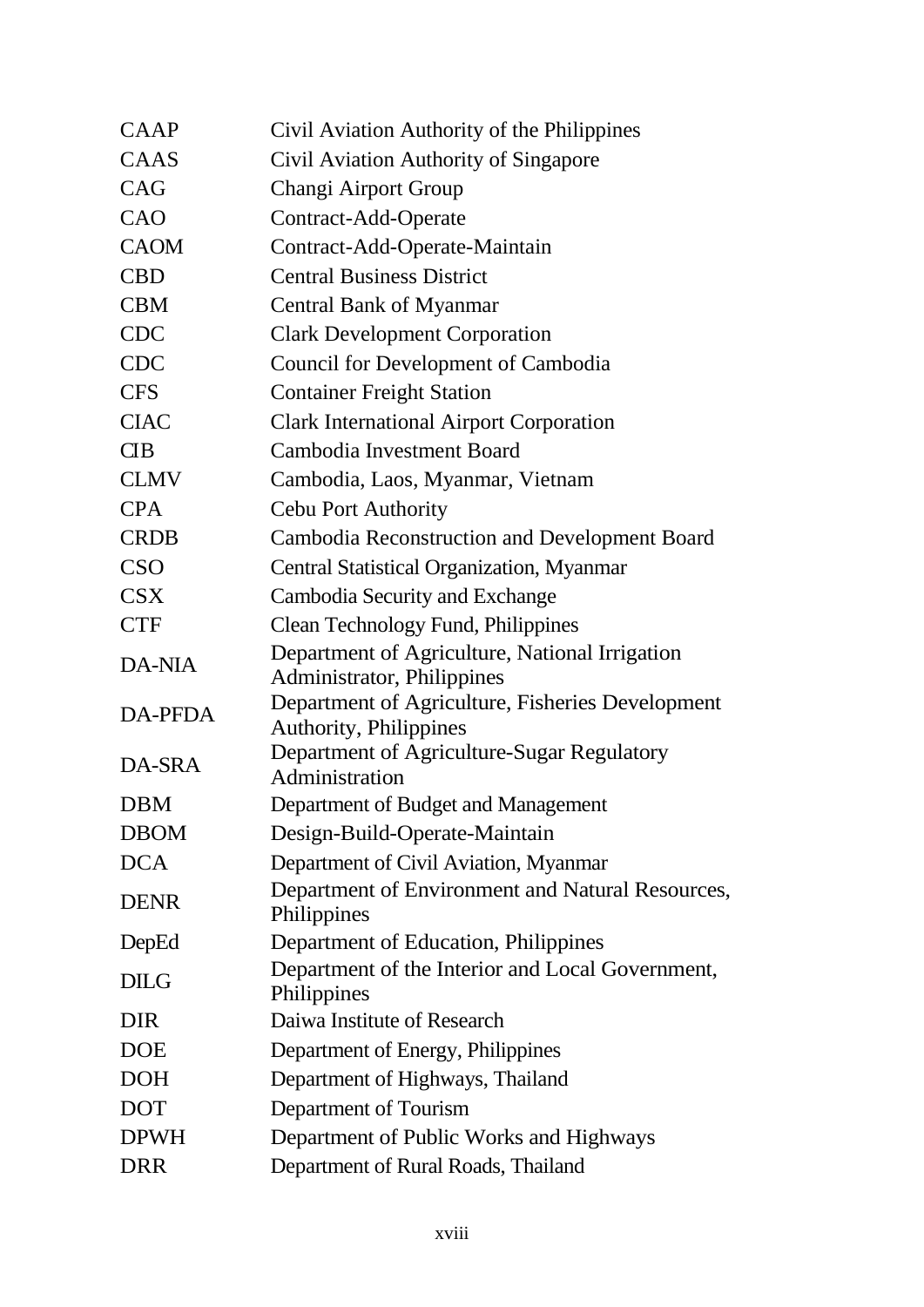| | |
|---|---|
| CAAP | Civil Aviation Authority of the Philippines |
| CAAS | Civil Aviation Authority of Singapore |
| CAG | Changi Airport Group |
| CAO | Contract-Add-Operate |
| CAOM | Contract-Add-Operate-Maintain |
| CBD | Central Business District |
| CBM | Central Bank of Myanmar |
| CDC | Clark Development Corporation |
| CDC | Council for Development of Cambodia |
| CFS | Container Freight Station |
| CIAC | Clark International Airport Corporation |
| CIB | Cambodia Investment Board |
| CLMV | Cambodia, Laos, Myanmar, Vietnam |
| CPA | Cebu Port Authority |
| CRDB | Cambodia Reconstruction and Development Board |
| CSO | Central Statistical Organization, Myanmar |
| CSX | Cambodia Security and Exchange |
| CTF | Clean Technology Fund, Philippines |
| DA-NIA | Department of Agriculture, National Irrigation Administrator, Philippines |
| DA-PFDA | Department of Agriculture, Fisheries Development Authority, Philippines |
| DA-SRA | Department of Agriculture-Sugar Regulatory Administration |
| DBM | Department of Budget and Management |
| DBOM | Design-Build-Operate-Maintain |
| DCA | Department of Civil Aviation, Myanmar |
| DENR | Department of Environment and Natural Resources, Philippines |
| DepEd | Department of Education, Philippines |
| DILG | Department of the Interior and Local Government, Philippines |
| DIR | Daiwa Institute of Research |
| DOE | Department of Energy, Philippines |
| DOH | Department of Highways, Thailand |
| DOT | Department of Tourism |
| DPWH | Department of Public Works and Highways |
| DRR | Department of Rural Roads, Thailand |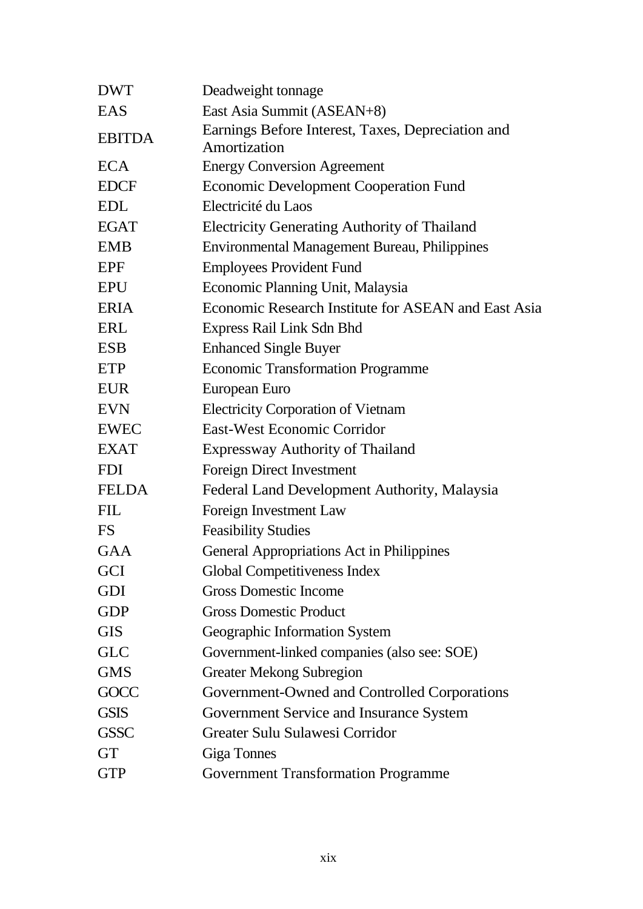| | |
|---|---|
| DWT | Deadweight tonnage |
| EAS | East Asia Summit (ASEAN+8) |
| EBITDA | Earnings Before Interest, Taxes, Depreciation and Amortization |
| ECA | Energy Conversion Agreement |
| EDCF | Economic Development Cooperation Fund |
| EDL | Electricité du Laos |
| EGAT | Electricity Generating Authority of Thailand |
| EMB | Environmental Management Bureau, Philippines |
| EPF | Employees Provident Fund |
| EPU | Economic Planning Unit, Malaysia |
| ERIA | Economic Research Institute for ASEAN and East Asia |
| ERL | Express Rail Link Sdn Bhd |
| ESB | Enhanced Single Buyer |
| ETP | Economic Transformation Programme |
| EUR | European Euro |
| EVN | Electricity Corporation of Vietnam |
| EWEC | East-West Economic Corridor |
| EXAT | Expressway Authority of Thailand |
| FDI | Foreign Direct Investment |
| FELDA | Federal Land Development Authority, Malaysia |
| FIL | Foreign Investment Law |
| FS | Feasibility Studies |
| GAA | General Appropriations Act in Philippines |
| GCI | Global Competitiveness Index |
| GDI | Gross Domestic Income |
| GDP | Gross Domestic Product |
| GIS | Geographic Information System |
| GLC | Government-linked companies (also see: SOE) |
| GMS | Greater Mekong Subregion |
| GOCC | Government-Owned and Controlled Corporations |
| GSIS | Government Service and Insurance System |
| GSSC | Greater Sulu Sulawesi Corridor |
| GT | Giga Tonnes |
| GTP | Government Transformation Programme |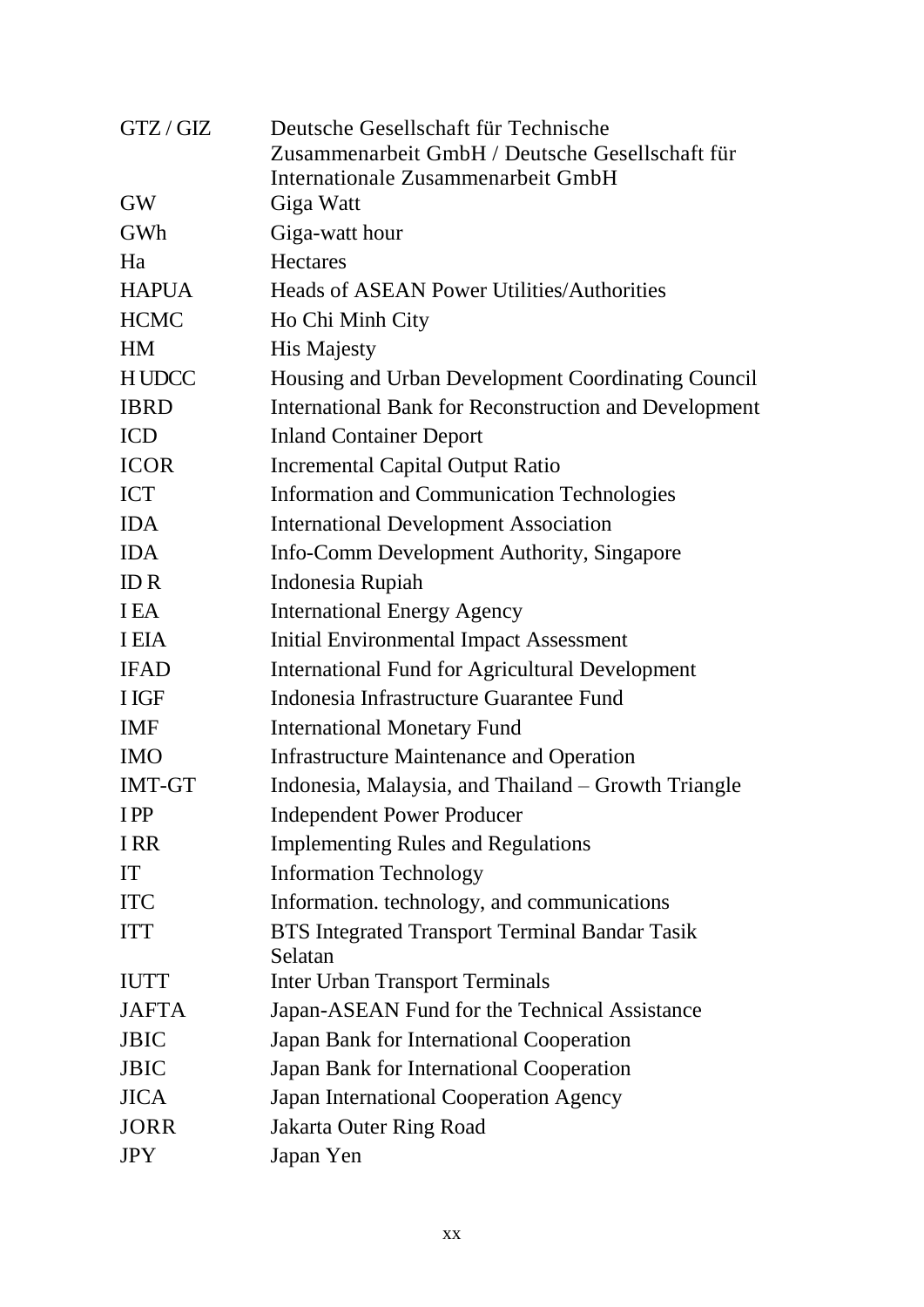| | |
|---|---|
| GTZ / GIZ | Deutsche Gesellschaft für Technische Zusammenarbeit GmbH / Deutsche Gesellschaft für Internationale Zusammenarbeit GmbH |
| GW | Giga Watt |
| GWh | Giga-watt hour |
| Ha | Hectares |
| HAPUA | Heads of ASEAN Power Utilities/Authorities |
| HCMC | Ho Chi Minh City |
| HM | His Majesty |
| H UDCC | Housing and Urban Development Coordinating Council |
| IBRD | International Bank for Reconstruction and Development |
| ICD | Inland Container Deport |
| ICOR | Incremental Capital Output Ratio |
| ICT | Information and Communication Technologies |
| IDA | International Development Association |
| IDA | Info-Comm Development Authority, Singapore |
| ID R | Indonesia Rupiah |
| I EA | International Energy Agency |
| I EIA | Initial Environmental Impact Assessment |
| IFAD | International Fund for Agricultural Development |
| I IGF | Indonesia Infrastructure Guarantee Fund |
| IMF | International Monetary Fund |
| IMO | Infrastructure Maintenance and Operation |
| IMT-GT | Indonesia, Malaysia, and Thailand – Growth Triangle |
| I PP | Independent Power Producer |
| I RR | Implementing Rules and Regulations |
| IT | Information Technology |
| ITC | Information. technology, and communications |
| ITT | BTS Integrated Transport Terminal Bandar Tasik Selatan |
| IUTT | Inter Urban Transport Terminals |
| JAFTA | Japan-ASEAN Fund for the Technical Assistance |
| JBIC | Japan Bank for International Cooperation |
| JBIC | Japan Bank for International Cooperation |
| JICA | Japan International Cooperation Agency |
| JORR | Jakarta Outer Ring Road |
| JPY | Japan Yen |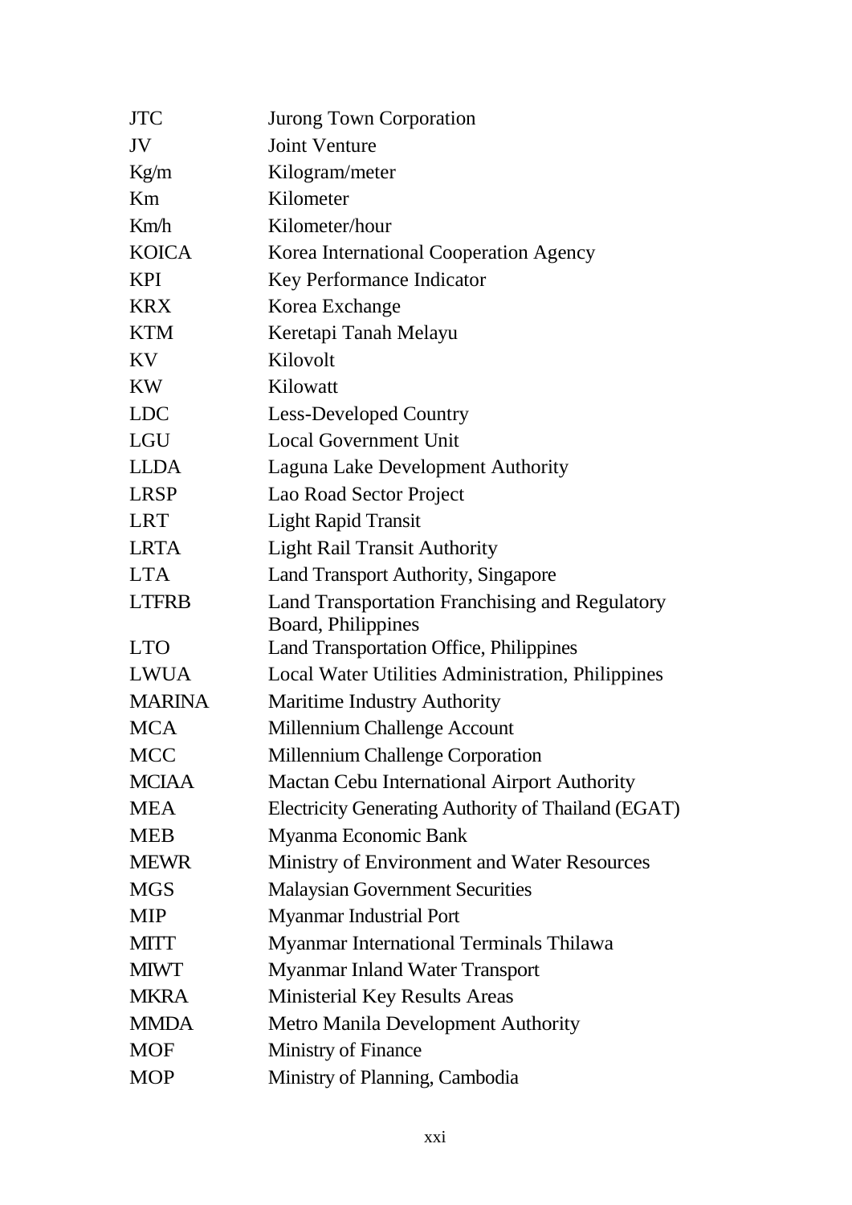| | |
|---|---|
| JTC | Jurong Town Corporation |
| JV | Joint Venture |
| Kg/m | Kilogram/meter |
| Km | Kilometer |
| Km/h | Kilometer/hour |
| KOICA | Korea International Cooperation Agency |
| KPI | Key Performance Indicator |
| KRX | Korea Exchange |
| KTM | Keretapi Tanah Melayu |
| KV | Kilovolt |
| KW | Kilowatt |
| LDC | Less-Developed Country |
| LGU | Local Government Unit |
| LLDA | Laguna Lake Development Authority |
| LRSP | Lao Road Sector Project |
| LRT | Light Rapid Transit |
| LRTA | Light Rail Transit Authority |
| LTA | Land Transport Authority, Singapore |
| LTFRB | Land Transportation Franchising and Regulatory Board, Philippines |
| LTO | Land Transportation Office, Philippines |
| LWUA | Local Water Utilities Administration, Philippines |
| MARINA | Maritime Industry Authority |
| MCA | Millennium Challenge Account |
| MCC | Millennium Challenge Corporation |
| MCIAA | Mactan Cebu International Airport Authority |
| MEA | Electricity Generating Authority of Thailand (EGAT) |
| MEB | Myanma Economic Bank |
| MEWR | Ministry of Environment and Water Resources |
| MGS | Malaysian Government Securities |
| MIP | Myanmar Industrial Port |
| MITT | Myanmar International Terminals Thilawa |
| MIWT | Myanmar Inland Water Transport |
| MKRA | Ministerial Key Results Areas |
| MMDA | Metro Manila Development Authority |
| MOF | Ministry of Finance |
| MOP | Ministry of Planning, Cambodia |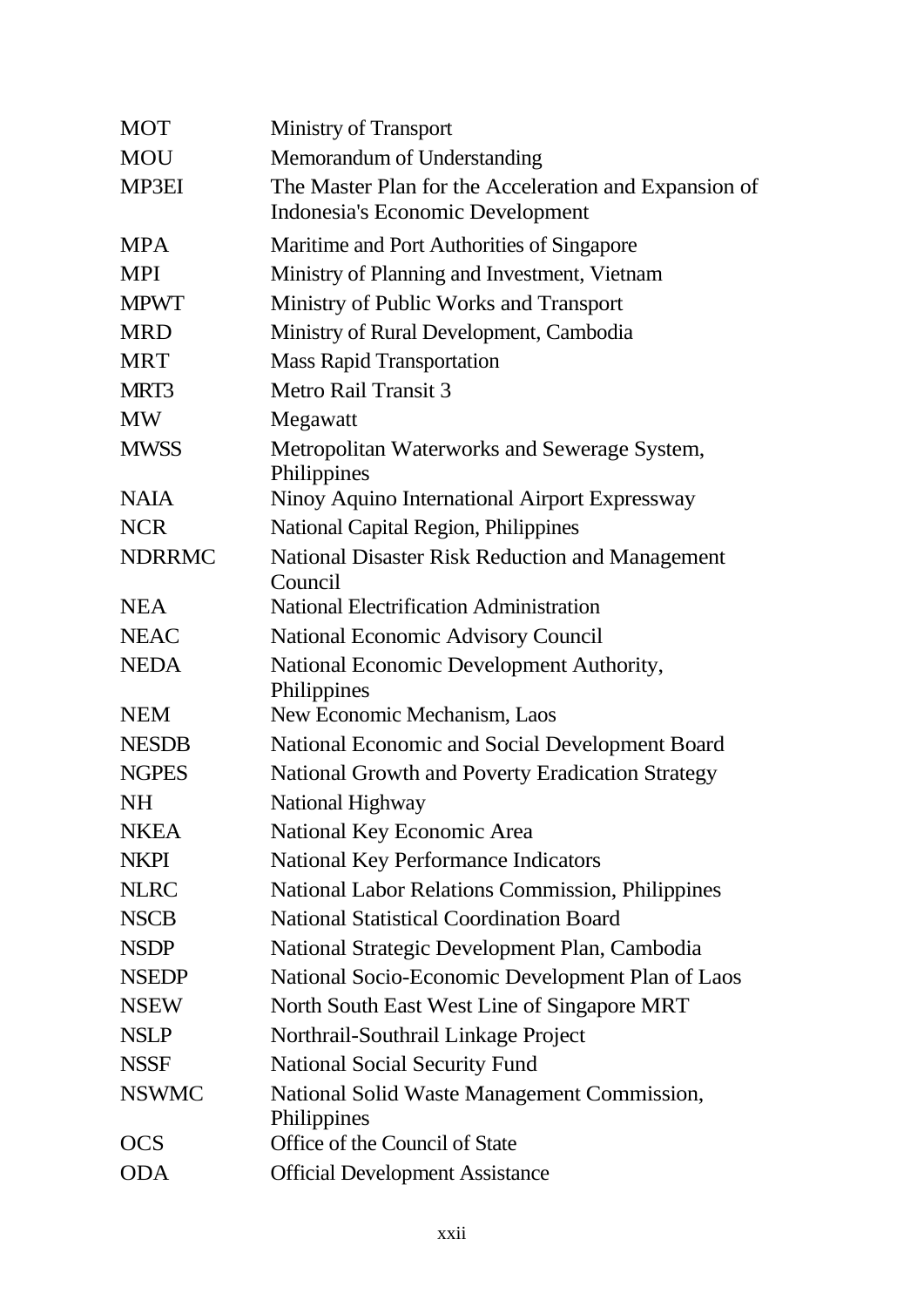| | |
|---|---|
| MOT | Ministry of Transport |
| MOU | Memorandum of Understanding |
| MP3EI | The Master Plan for the Acceleration and Expansion of Indonesia's Economic Development |
| MPA | Maritime and Port Authorities of Singapore |
| MPI | Ministry of Planning and Investment, Vietnam |
| MPWT | Ministry of Public Works and Transport |
| MRD | Ministry of Rural Development, Cambodia |
| MRT | Mass Rapid Transportation |
| MRT3 | Metro Rail Transit 3 |
| MW | Megawatt |
| MWSS | Metropolitan Waterworks and Sewerage System, Philippines |
| NAIA | Ninoy Aquino International Airport Expressway |
| NCR | National Capital Region, Philippines |
| NDRRMC | National Disaster Risk Reduction and Management Council |
| NEA | National Electrification Administration |
| NEAC | National Economic Advisory Council |
| NEDA | National Economic Development Authority, Philippines |
| NEM | New Economic Mechanism, Laos |
| NESDB | National Economic and Social Development Board |
| NGPES | National Growth and Poverty Eradication Strategy |
| NH | National Highway |
| NKEA | National Key Economic Area |
| NKPI | National Key Performance Indicators |
| NLRC | National Labor Relations Commission, Philippines |
| NSCB | National Statistical Coordination Board |
| NSDP | National Strategic Development Plan, Cambodia |
| NSEDP | National Socio-Economic Development Plan of Laos |
| NSEW | North South East West Line of Singapore MRT |
| NSLP | Northrail-Southrail Linkage Project |
| NSSF | National Social Security Fund |
| NSWMC | National Solid Waste Management Commission, Philippines |
| OCS | Office of the Council of State |
| ODA | Official Development Assistance |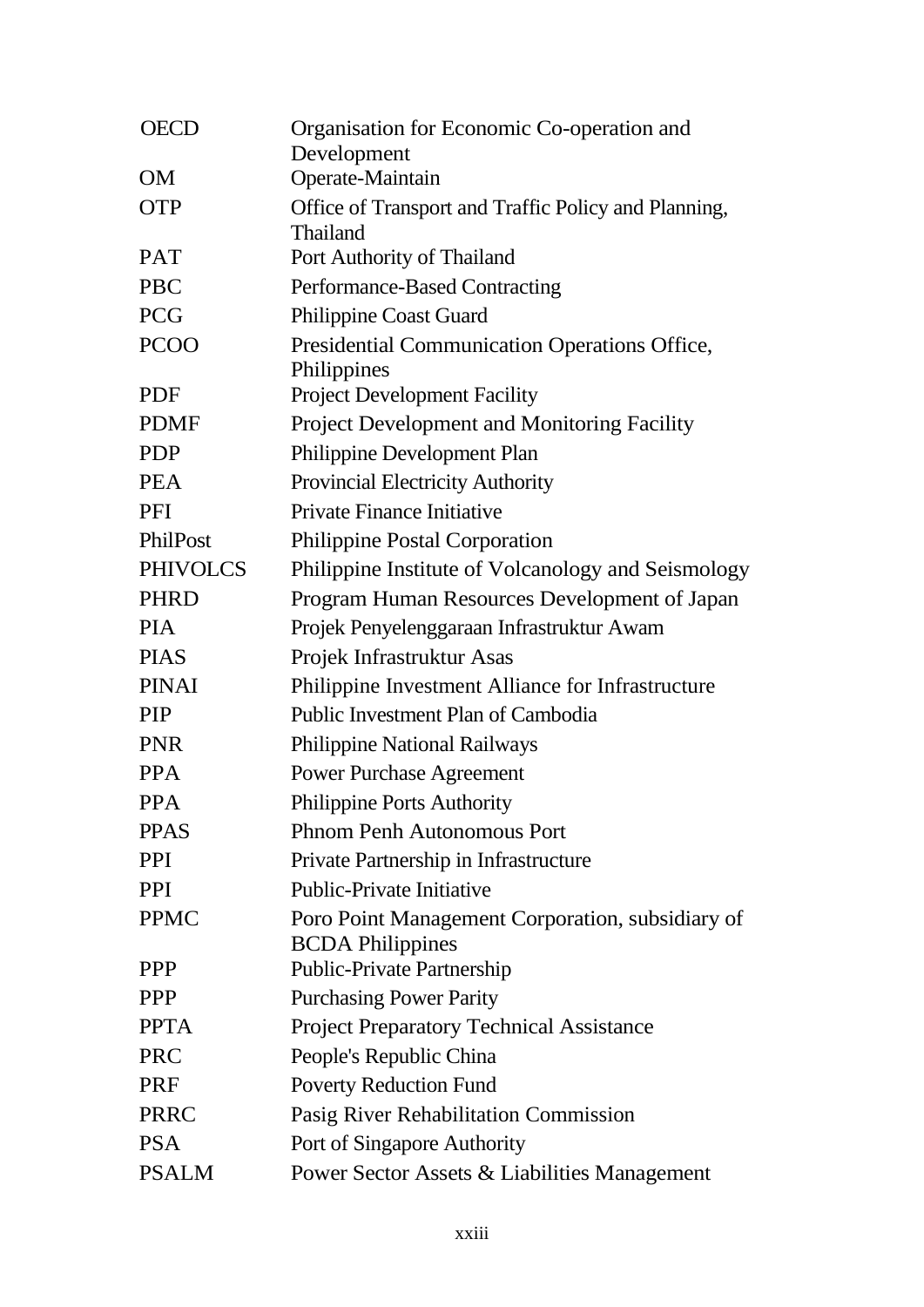| | |
|---|---|
| OECD | Organisation for Economic Co-operation and Development |
| OM | Operate-Maintain |
| OTP | Office of Transport and Traffic Policy and Planning, Thailand |
| PAT | Port Authority of Thailand |
| PBC | Performance-Based Contracting |
| PCG | Philippine Coast Guard |
| PCOO | Presidential Communication Operations Office, Philippines |
| PDF | Project Development Facility |
| PDMF | Project Development and Monitoring Facility |
| PDP | Philippine Development Plan |
| PEA | Provincial Electricity Authority |
| PFI | Private Finance Initiative |
| PhilPost | Philippine Postal Corporation |
| PHIVOLCS | Philippine Institute of Volcanology and Seismology |
| PHRD | Program Human Resources Development of Japan |
| PIA | Projek Penyelenggaraan Infrastruktur Awam |
| PIAS | Projek Infrastruktur Asas |
| PINAI | Philippine Investment Alliance for Infrastructure |
| PIP | Public Investment Plan of Cambodia |
| PNR | Philippine National Railways |
| PPA | Power Purchase Agreement |
| PPA | Philippine Ports Authority |
| PPAS | Phnom Penh Autonomous Port |
| PPI | Private Partnership in Infrastructure |
| PPI | Public-Private Initiative |
| PPMC | Poro Point Management Corporation, subsidiary of BCDA Philippines |
| PPP | Public-Private Partnership |
| PPP | Purchasing Power Parity |
| PPTA | Project Preparatory Technical Assistance |
| PRC | People's Republic China |
| PRF | Poverty Reduction Fund |
| PRRC | Pasig River Rehabilitation Commission |
| PSA | Port of Singapore Authority |
| PSALM | Power Sector Assets & Liabilities Management |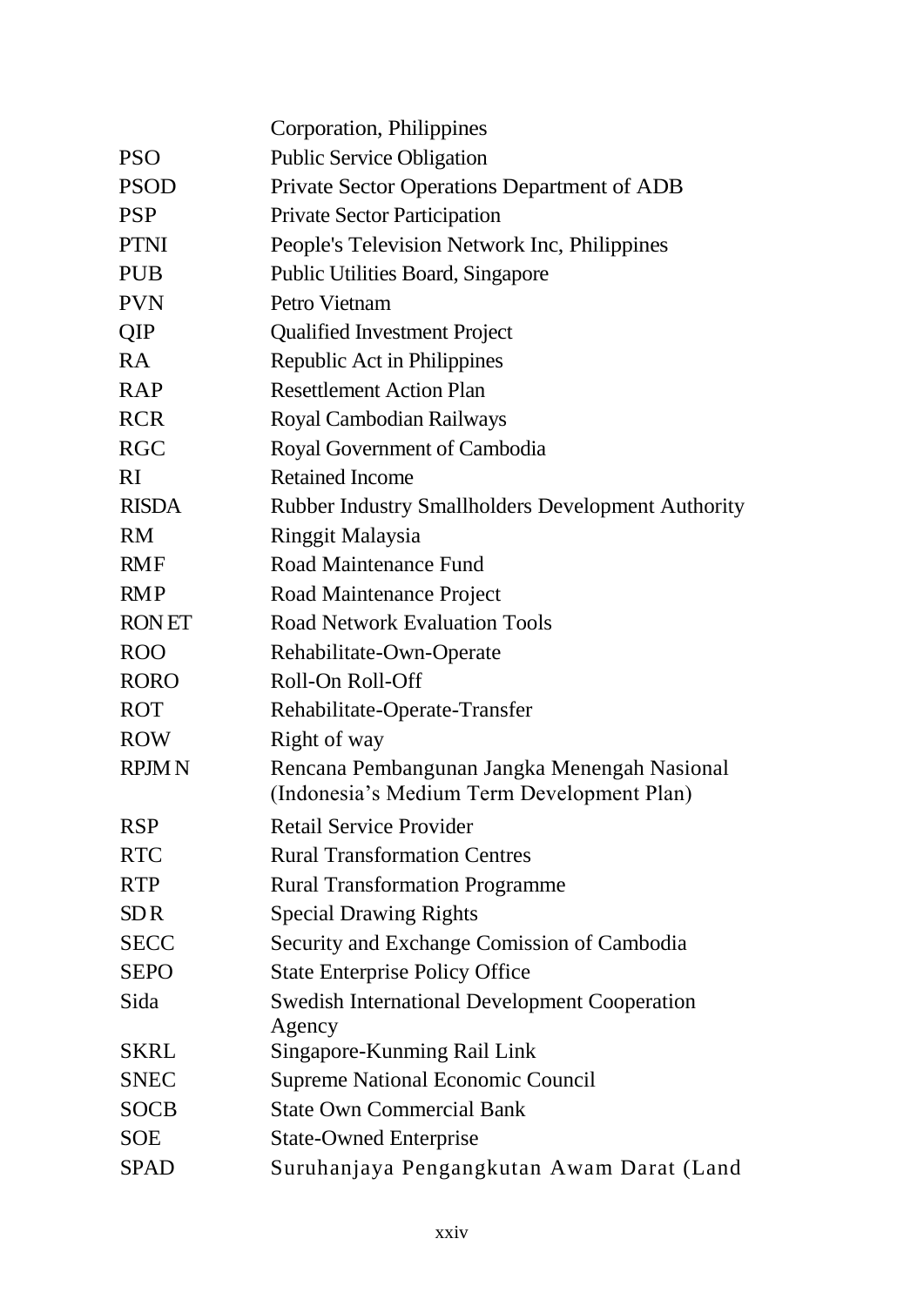| | |
|---|---|
| | Corporation, Philippines |
| PSO | Public Service Obligation |
| PSOD | Private Sector Operations Department of ADB |
| PSP | Private Sector Participation |
| PTNI | People's Television Network Inc, Philippines |
| PUB | Public Utilities Board, Singapore |
| PVN | Petro Vietnam |
| QIP | Qualified Investment Project |
| RA | Republic Act in Philippines |
| RAP | Resettlement Action Plan |
| RCR | Royal Cambodian Railways |
| RGC | Royal Government of Cambodia |
| RI | Retained Income |
| RISDA | Rubber Industry Smallholders Development Authority |
| RM | Ringgit Malaysia |
| RMF | Road Maintenance Fund |
| RMP | Road Maintenance Project |
| RONET | Road Network Evaluation Tools |
| ROO | Rehabilitate-Own-Operate |
| RORO | Roll-On Roll-Off |
| ROT | Rehabilitate-Operate-Transfer |
| ROW | Right of way |
| RPJMN | Rencana Pembangunan Jangka Menengah Nasional (Indonesia's Medium Term Development Plan) |
| RSP | Retail Service Provider |
| RTC | Rural Transformation Centres |
| RTP | Rural Transformation Programme |
| SDR | Special Drawing Rights |
| SECC | Security and Exchange Comission of Cambodia |
| SEPO | State Enterprise Policy Office |
| Sida | Swedish International Development Cooperation Agency |
| SKRL | Singapore-Kunming Rail Link |
| SNEC | Supreme National Economic Council |
| SOCB | State Own Commercial Bank |
| SOE | State-Owned Enterprise |
| SPAD | Suruhanjaya Pengangkutan Awam Darat (Land |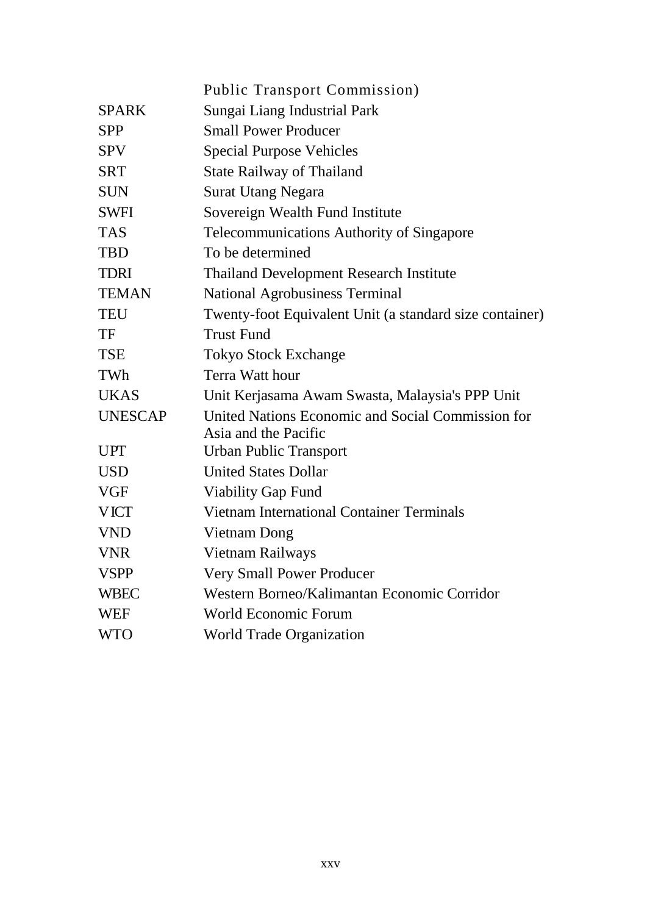| | |
|---|---|
| | Public Transport Commission) |
| SPARK | Sungai Liang Industrial Park |
| SPP | Small Power Producer |
| SPV | Special Purpose Vehicles |
| SRT | State Railway of Thailand |
| SUN | Surat Utang Negara |
| SWFI | Sovereign Wealth Fund Institute |
| TAS | Telecommunications Authority of Singapore |
| TBD | To be determined |
| TDRI | Thailand Development Research Institute |
| TEMAN | National Agrobusiness Terminal |
| TEU | Twenty-foot Equivalent Unit (a standard size container) |
| TF | Trust Fund |
| TSE | Tokyo Stock Exchange |
| TWh | Terra Watt hour |
| UKAS | Unit Kerjasama Awam Swasta, Malaysia's PPP Unit |
| UNESCAP | United Nations Economic and Social Commission for Asia and the Pacific |
| UPT | Urban Public Transport |
| USD | United States Dollar |
| VGF | Viability Gap Fund |
| VICT | Vietnam International Container Terminals |
| VND | Vietnam Dong |
| VNR | Vietnam Railways |
| VSPP | Very Small Power Producer |
| WBEC | Western Borneo/Kalimantan Economic Corridor |
| WEF | World Economic Forum |
| WTO | World Trade Organization |